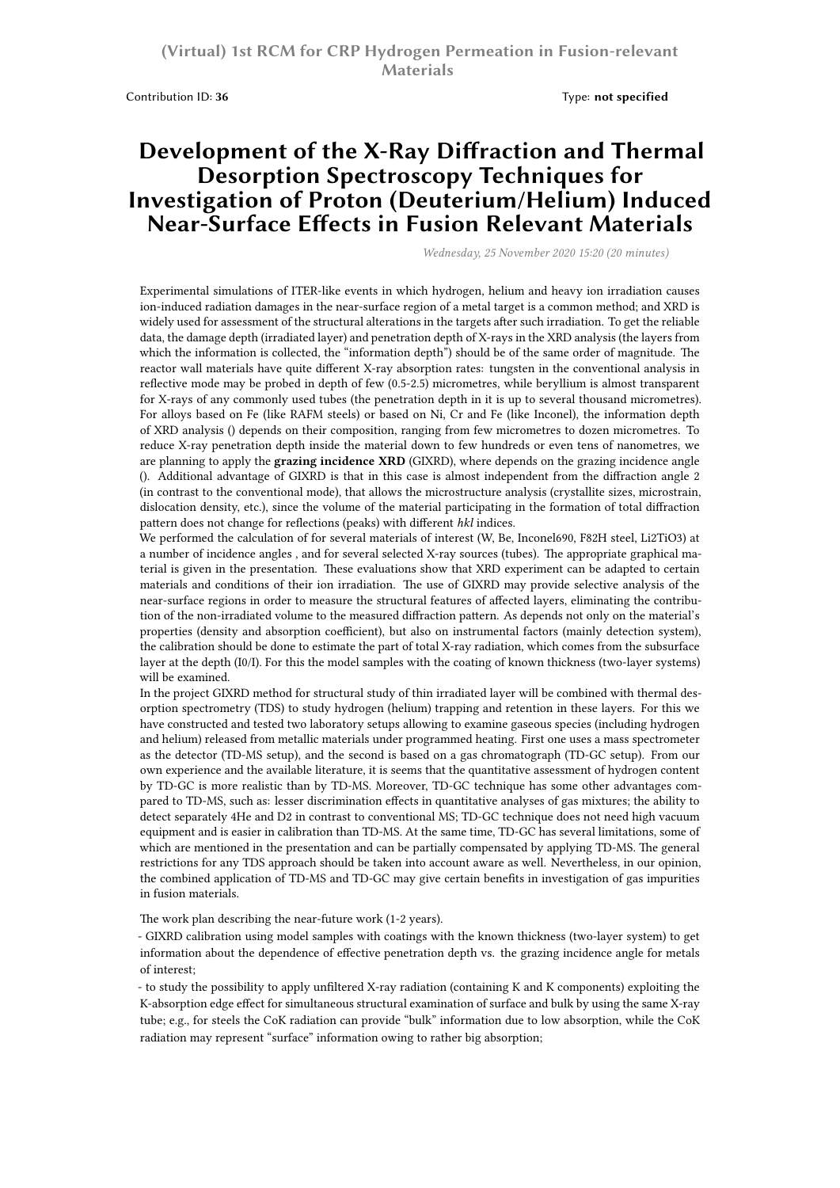(Virtual) 1st RCM for CRP Hydrogen Permeation in Fusion-relevant Materials

Contribution ID: **36** Type: **not specified**

# Development of the X-Ray Diffraction and Thermal Desorption Spectroscopy Techniques for Investigation of Proton (Deuterium/Helium) Induced Near-Surface Effects in Fusion Relevant Materials

*Wednesday, 25 November 2020 15:20 (20 minutes)*

Experimental simulations of ITER-like events in which hydrogen, helium and heavy ion irradiation causes ion-induced radiation damages in the near-surface region of a metal target is a common method; and XRD is widely used for assessment of the structural alterations in the targets after such irradiation. To get the reliable data, the damage depth (irradiated layer) and penetration depth of X-rays in the XRD analysis (the layers from which the information is collected, the "information depth") should be of the same order of magnitude. The reactor wall materials have quite different X-ray absorption rates: tungsten in the conventional analysis in reflective mode may be probed in depth of few (0.5-2.5) micrometres, while beryllium is almost transparent for X-rays of any commonly used tubes (the penetration depth in it is up to several thousand micrometres). For alloys based on Fe (like RAFM steels) or based on Ni, Cr and Fe (like Inconel), the information depth of XRD analysis () depends on their composition, ranging from few micrometres to dozen micrometres. To reduce X-ray penetration depth inside the material down to few hundreds or even tens of nanometres, we are planning to apply the **grazing incidence XRD** (GIXRD), where depends on the grazing incidence angle (). Additional advantage of GIXRD is that in this case is almost independent from the diffraction angle 2 (in contrast to the conventional mode), that allows the microstructure analysis (crystallite sizes, microstrain, dislocation density, etc.), since the volume of the material participating in the formation of total diffraction pattern does not change for reflections (peaks) with different *hkl* indices.

We performed the calculation of for several materials of interest (W, Be, Inconel690, F82H steel, Li2TiO3) at a number of incidence angles , and for several selected X-ray sources (tubes). The appropriate graphical material is given in the presentation. These evaluations show that XRD experiment can be adapted to certain materials and conditions of their ion irradiation. The use of GIXRD may provide selective analysis of the near-surface regions in order to measure the structural features of affected layers, eliminating the contribution of the non-irradiated volume to the measured diffraction pattern. As depends not only on the material's properties (density and absorption coefficient), but also on instrumental factors (mainly detection system), the calibration should be done to estimate the part of total X-ray radiation, which comes from the subsurface layer at the depth (I0/I). For this the model samples with the coating of known thickness (two-layer systems) will be examined.

In the project GIXRD method for structural study of thin irradiated layer will be combined with thermal desorption spectrometry (TDS) to study hydrogen (helium) trapping and retention in these layers. For this we have constructed and tested two laboratory setups allowing to examine gaseous species (including hydrogen and helium) released from metallic materials under programmed heating. First one uses a mass spectrometer as the detector (TD-MS setup), and the second is based on a gas chromatograph (TD-GC setup). From our own experience and the available literature, it is seems that the quantitative assessment of hydrogen content by TD-GC is more realistic than by TD-MS. Moreover, TD-GC technique has some other advantages compared to TD-MS, such as: lesser discrimination effects in quantitative analyses of gas mixtures; the ability to detect separately 4He and D2 in contrast to conventional MS; TD-GC technique does not need high vacuum equipment and is easier in calibration than TD-MS. At the same time, TD-GC has several limitations, some of which are mentioned in the presentation and can be partially compensated by applying TD-MS. The general restrictions for any TDS approach should be taken into account aware as well. Nevertheless, in our opinion, the combined application of TD-MS and TD-GC may give certain benefits in investigation of gas impurities in fusion materials.

The work plan describing the near-future work (1-2 years).

- GIXRD calibration using model samples with coatings with the known thickness (two-layer system) to get information about the dependence of effective penetration depth vs. the grazing incidence angle for metals of interest;
- to study the possibility to apply unfiltered X-ray radiation (containing K and K components) exploiting the K-absorption edge effect for simultaneous structural examination of surface and bulk by using the same X-ray tube; e.g., for steels the CoK radiation can provide "bulk" information due to low absorption, while the CoK radiation may represent "surface" information owing to rather big absorption;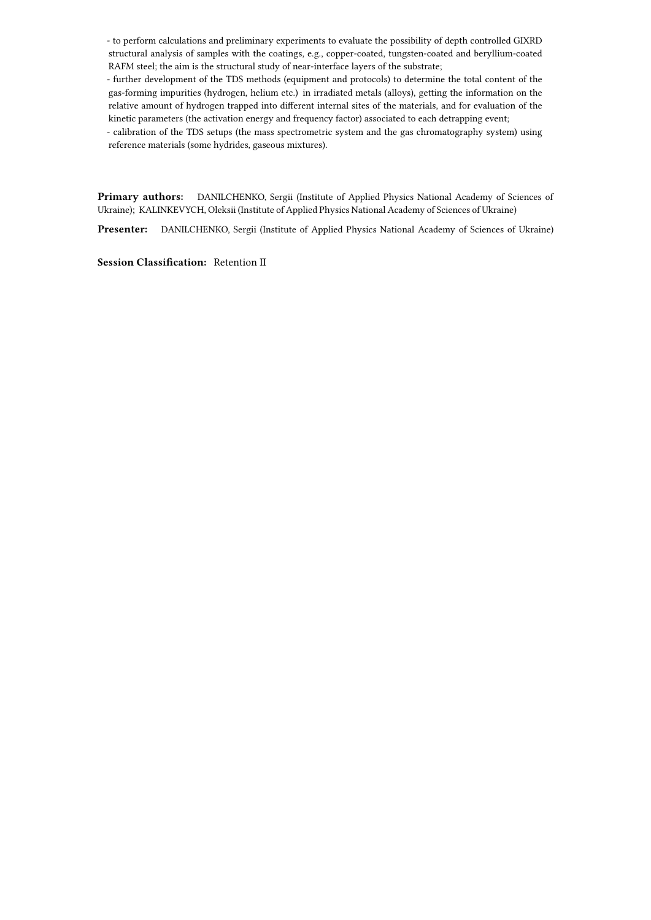- to perform calculations and preliminary experiments to evaluate the possibility of depth controlled GIXRD structural analysis of samples with the coatings, e.g., copper-coated, tungsten-coated and beryllium-coated RAFM steel; the aim is the structural study of near-interface layers of the substrate;
- further development of the TDS methods (equipment and protocols) to determine the total content of the gas-forming impurities (hydrogen, helium etc.) in irradiated metals (alloys), getting the information on the relative amount of hydrogen trapped into different internal sites of the materials, and for evaluation of the kinetic parameters (the activation energy and frequency factor) associated to each detrapping event;
- calibration of the TDS setups (the mass spectrometric system and the gas chromatography system) using reference materials (some hydrides, gaseous mixtures).

**Primary authors:** DANILCHENKO, Sergii (Institute of Applied Physics National Academy of Sciences of Ukraine); KALINKEVYCH, Oleksii (Institute of Applied Physics National Academy of Sciences of Ukraine)

**Presenter:** DANILCHENKO, Sergii (Institute of Applied Physics National Academy of Sciences of Ukraine)

**Session Classification:** Retention II